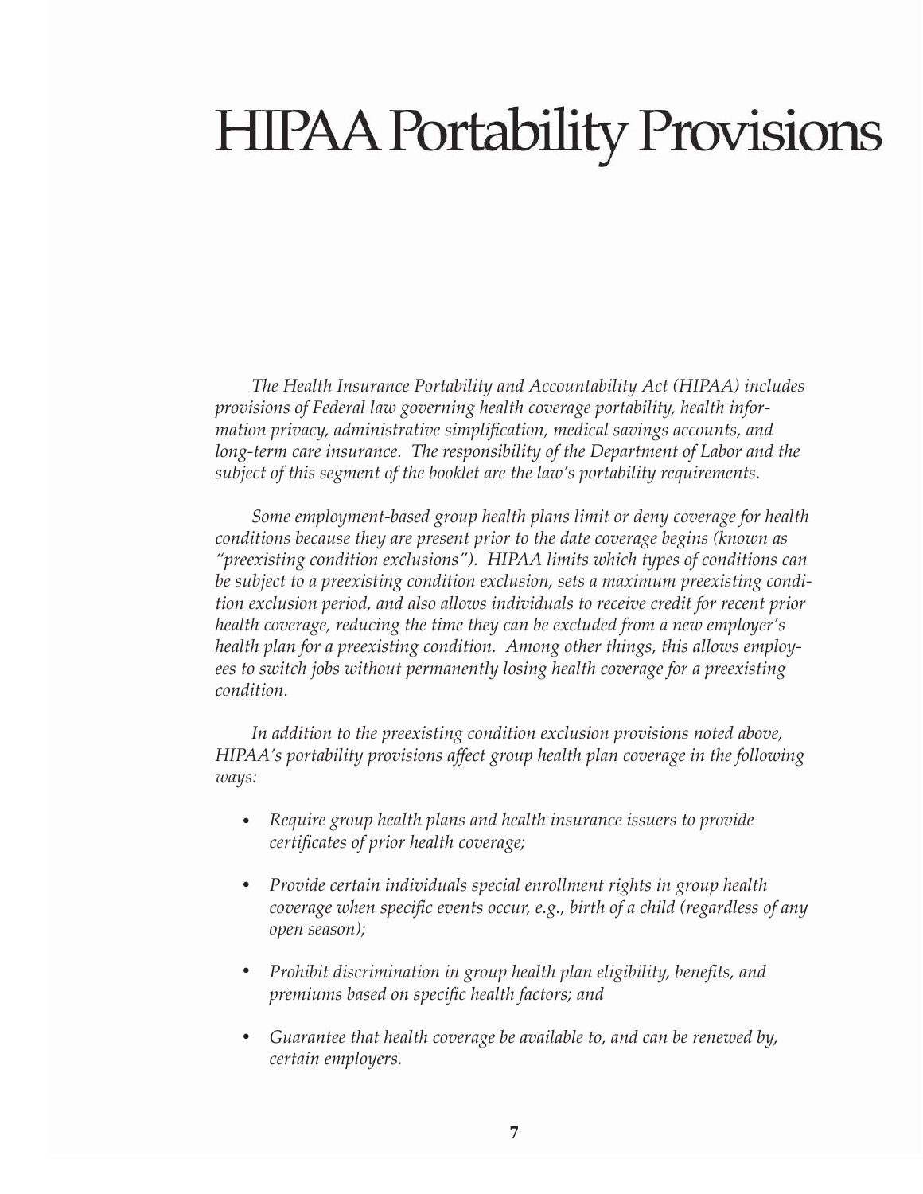# HIPAA Portability Provisions

*The Health Insurance Portability and Accountability Act (HIPAA) includes provisions of Federal law governing health coverage portability, health information privacy, administrative simplification, medical savings accounts, and long-term care insurance. The responsibility of the Department of Labor and the subject of this segment of the booklet are the law's portability requirements.*

*Some employment-based group health plans limit or deny coverage for health conditions because they are present prior to the date coverage begins (known as "preexisting condition exclusions"). HIPAA limits which types of conditions can be subject to a preexisting condition exclusion, sets a maximum preexisting condition exclusion period, and also allows individuals to receive credit for recent prior health coverage, reducing the time they can be excluded from a new employer's health plan for a preexisting condition. Among other things, this allows employees to switch jobs without permanently losing health coverage for a preexisting condition.*

*In addition to the preexisting condition exclusion provisions noted above, HIPAA's portability provisions affect group health plan coverage in the following ways:*

- *Require group health plans and health insurance issuers to provide certificates of prior health coverage;*
- *Provide certain individuals special enrollment rights in group health coverage when specific events occur, e.g., birth of a child (regardless of any open season);*
- *Prohibit discrimination in group health plan eligibility, benefits, and premiums based on specific health factors; and*
- *Guarantee that health coverage be available to, and can be renewed by, certain employers.*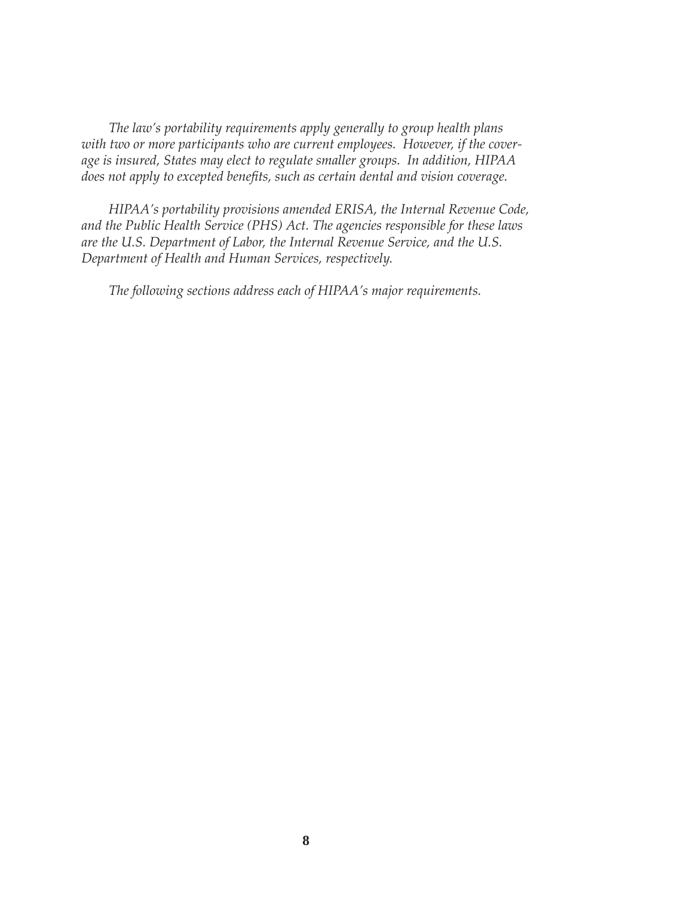*The law's portability requirements apply generally to group health plans with two or more participants who are current employees. However, if the coverage is insured, States may elect to regulate smaller groups. In addition, HIPAA does not apply to excepted benefits, such as certain dental and vision coverage.*

*HIPAA's portability provisions amended ERISA, the Internal Revenue Code, and the Public Health Service (PHS) Act. The agencies responsible for these laws are the U.S. Department of Labor, the Internal Revenue Service, and the U.S. Department of Health and Human Services, respectively.*

*The following sections address each of HIPAA's major requirements.*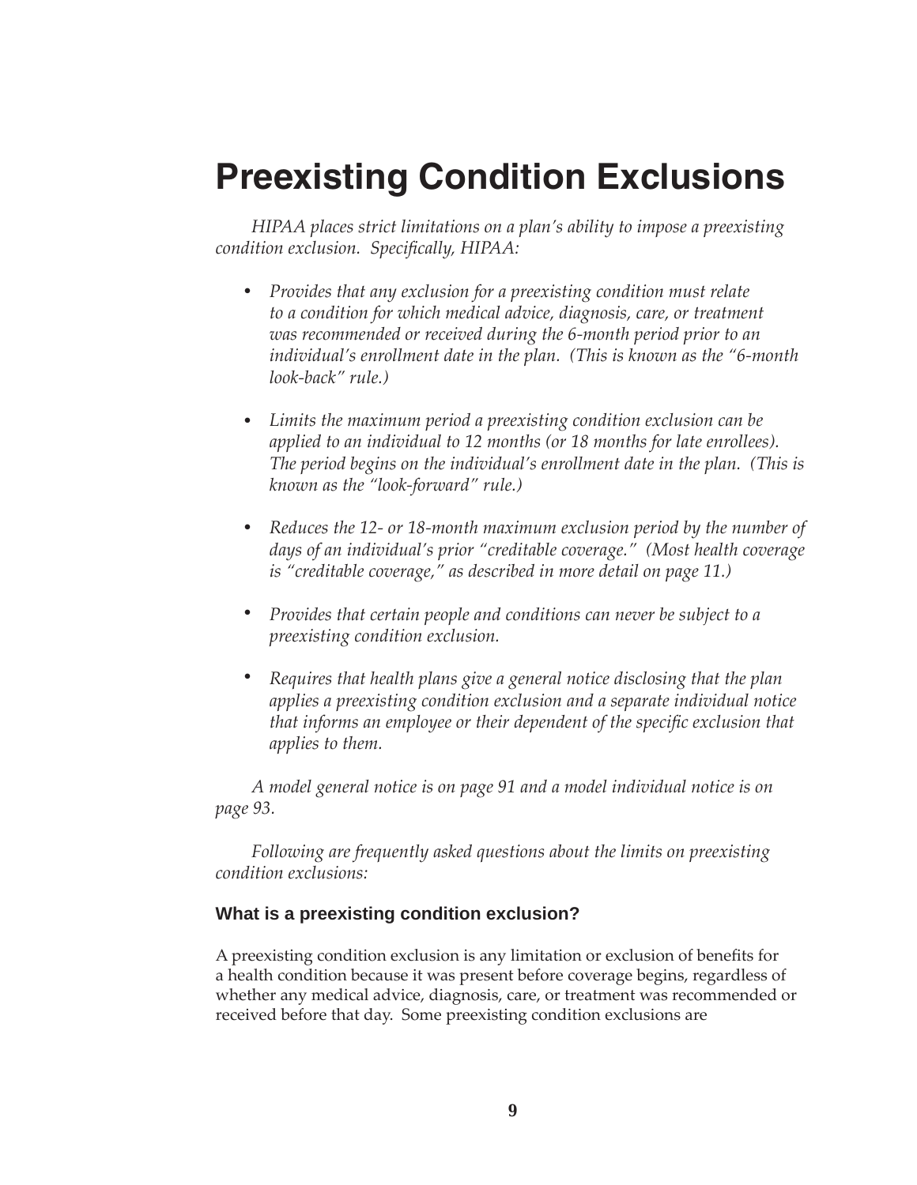# Preexisting Condition Exclusions

*HIPAA places strict limitations on a plan's ability to impose a preexisting condition exclusion. Specifically, HIPAA:*

- *Provides that any exclusion for a preexisting condition must relate to a condition for which medical advice, diagnosis, care, or treatment was recommended or received during the 6-month period prior to an individual's enrollment date in the plan. (This is known as the "6-month look-back" rule.)*

- *Limits the maximum period a preexisting condition exclusion can be applied to an individual to 12 months (or 18 months for late enrollees). The period begins on the individual's enrollment date in the plan. (This is known as the "look-forward" rule.)*

- *Reduces the 12- or 18-month maximum exclusion period by the number of days of an individual's prior "creditable coverage." (Most health coverage is "creditable coverage," as described in more detail on page 11.)*

- *Provides that certain people and conditions can never be subject to a preexisting condition exclusion.*

- *Requires that health plans give a general notice disclosing that the plan applies a preexisting condition exclusion and a separate individual notice that informs an employee or their dependent of the specific exclusion that applies to them.*

*A model general notice is on page 91 and a model individual notice is on page 93.*

*Following are frequently asked questions about the limits on preexisting condition exclusions:*

### What is a preexisting condition exclusion?

A preexisting condition exclusion is any limitation or exclusion of benefits for a health condition because it was present before coverage begins, regardless of whether any medical advice, diagnosis, care, or treatment was recommended or received before that day. Some preexisting condition exclusions are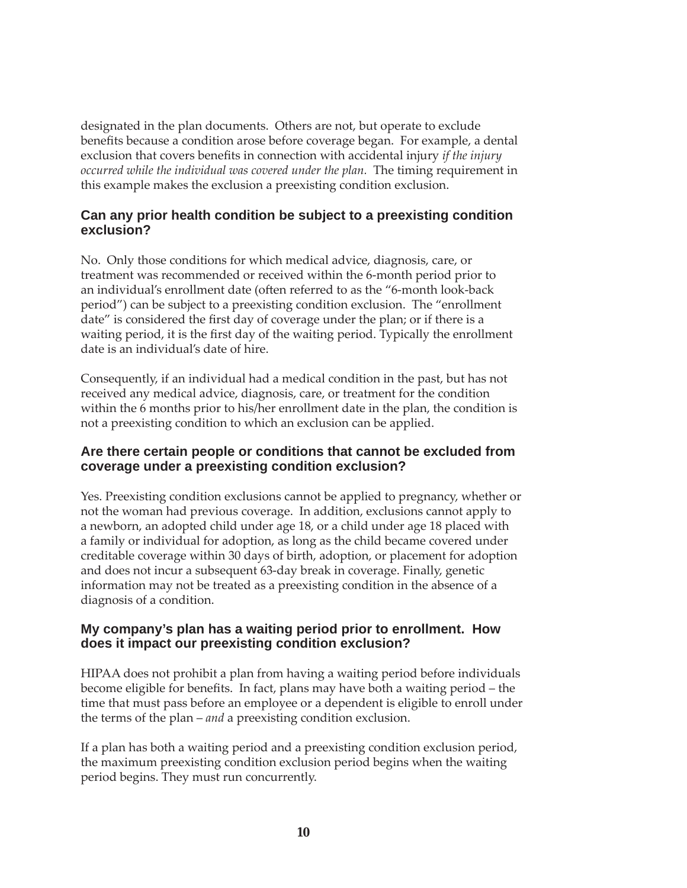designated in the plan documents. Others are not, but operate to exclude benefits because a condition arose before coverage began. For example, a dental exclusion that covers benefits in connection with accidental injury *if the injury occurred while the individual was covered under the plan.* The timing requirement in this example makes the exclusion a preexisting condition exclusion.

### Can any prior health condition be subject to a preexisting condition exclusion?

No. Only those conditions for which medical advice, diagnosis, care, or treatment was recommended or received within the 6-month period prior to an individual's enrollment date (often referred to as the "6-month look-back period") can be subject to a preexisting condition exclusion. The "enrollment date" is considered the first day of coverage under the plan; or if there is a waiting period, it is the first day of the waiting period. Typically the enrollment date is an individual's date of hire.

Consequently, if an individual had a medical condition in the past, but has not received any medical advice, diagnosis, care, or treatment for the condition within the 6 months prior to his/her enrollment date in the plan, the condition is not a preexisting condition to which an exclusion can be applied.

### Are there certain people or conditions that cannot be excluded from coverage under a preexisting condition exclusion?

Yes. Preexisting condition exclusions cannot be applied to pregnancy, whether or not the woman had previous coverage. In addition, exclusions cannot apply to a newborn, an adopted child under age 18, or a child under age 18 placed with a family or individual for adoption, as long as the child became covered under creditable coverage within 30 days of birth, adoption, or placement for adoption and does not incur a subsequent 63-day break in coverage. Finally, genetic information may not be treated as a preexisting condition in the absence of a diagnosis of a condition.

### My company's plan has a waiting period prior to enrollment. How does it impact our preexisting condition exclusion?

HIPAA does not prohibit a plan from having a waiting period before individuals become eligible for benefits. In fact, plans may have both a waiting period – the time that must pass before an employee or a dependent is eligible to enroll under the terms of the plan – *and* a preexisting condition exclusion.

If a plan has both a waiting period and a preexisting condition exclusion period, the maximum preexisting condition exclusion period begins when the waiting period begins. They must run concurrently.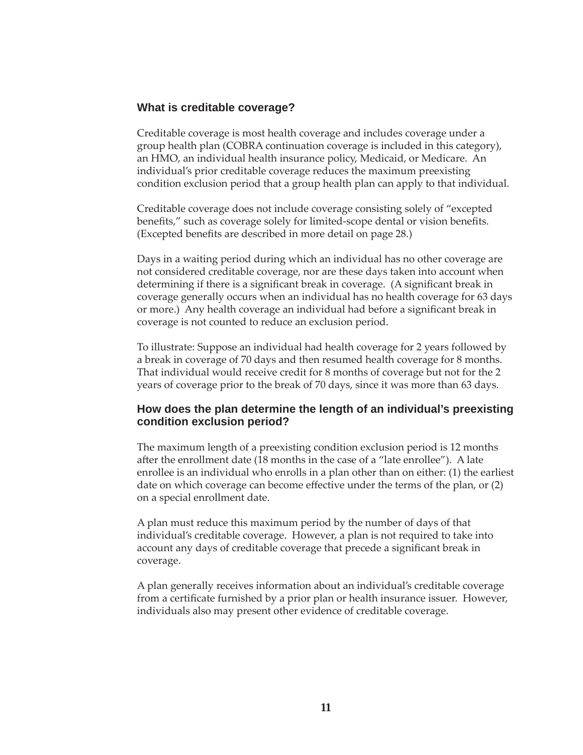### What is creditable coverage?

Creditable coverage is most health coverage and includes coverage under a group health plan (COBRA continuation coverage is included in this category), an HMO, an individual health insurance policy, Medicaid, or Medicare. An individual's prior creditable coverage reduces the maximum preexisting condition exclusion period that a group health plan can apply to that individual.

Creditable coverage does not include coverage consisting solely of "excepted benefits," such as coverage solely for limited-scope dental or vision benefits. (Excepted benefits are described in more detail on page 28.)

Days in a waiting period during which an individual has no other coverage are not considered creditable coverage, nor are these days taken into account when determining if there is a significant break in coverage. (A significant break in coverage generally occurs when an individual has no health coverage for 63 days or more.) Any health coverage an individual had before a significant break in coverage is not counted to reduce an exclusion period.

To illustrate: Suppose an individual had health coverage for 2 years followed by a break in coverage of 70 days and then resumed health coverage for 8 months. That individual would receive credit for 8 months of coverage but not for the 2 years of coverage prior to the break of 70 days, since it was more than 63 days.

### How does the plan determine the length of an individual's preexisting condition exclusion period?

The maximum length of a preexisting condition exclusion period is 12 months after the enrollment date (18 months in the case of a "late enrollee"). A late enrollee is an individual who enrolls in a plan other than on either: (1) the earliest date on which coverage can become effective under the terms of the plan, or (2) on a special enrollment date.

A plan must reduce this maximum period by the number of days of that individual's creditable coverage. However, a plan is not required to take into account any days of creditable coverage that precede a significant break in coverage.

A plan generally receives information about an individual's creditable coverage from a certificate furnished by a prior plan or health insurance issuer. However, individuals also may present other evidence of creditable coverage.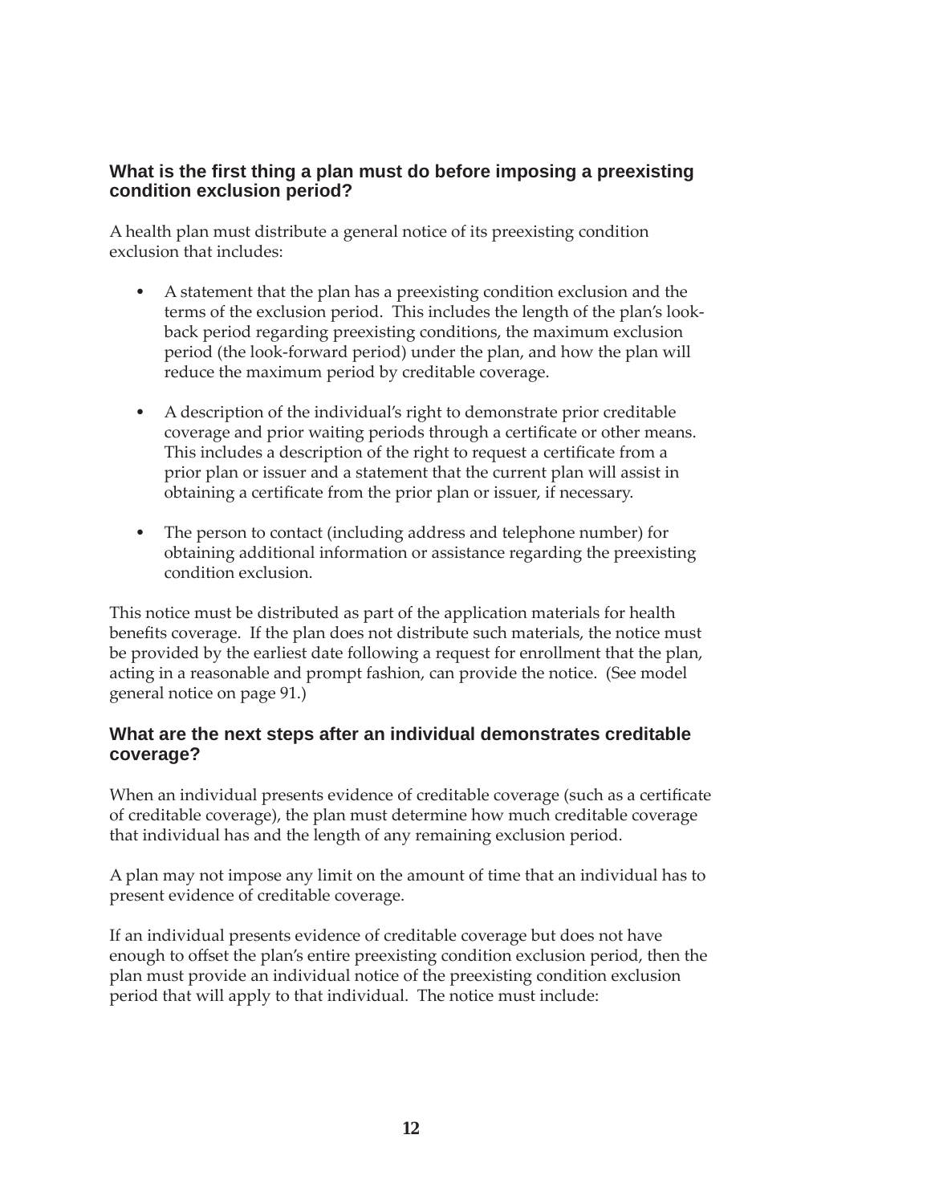### What is the first thing a plan must do before imposing a preexisting condition exclusion period?

A health plan must distribute a general notice of its preexisting condition exclusion that includes:

- A statement that the plan has a preexisting condition exclusion and the terms of the exclusion period. This includes the length of the plan's look-back period regarding preexisting conditions, the maximum exclusion period (the look-forward period) under the plan, and how the plan will reduce the maximum period by creditable coverage.

- A description of the individual's right to demonstrate prior creditable coverage and prior waiting periods through a certificate or other means. This includes a description of the right to request a certificate from a prior plan or issuer and a statement that the current plan will assist in obtaining a certificate from the prior plan or issuer, if necessary.

- The person to contact (including address and telephone number) for obtaining additional information or assistance regarding the preexisting condition exclusion.

This notice must be distributed as part of the application materials for health benefits coverage. If the plan does not distribute such materials, the notice must be provided by the earliest date following a request for enrollment that the plan, acting in a reasonable and prompt fashion, can provide the notice. (See model general notice on page 91.)

### What are the next steps after an individual demonstrates creditable coverage?

When an individual presents evidence of creditable coverage (such as a certificate of creditable coverage), the plan must determine how much creditable coverage that individual has and the length of any remaining exclusion period.

A plan may not impose any limit on the amount of time that an individual has to present evidence of creditable coverage.

If an individual presents evidence of creditable coverage but does not have enough to offset the plan's entire preexisting condition exclusion period, then the plan must provide an individual notice of the preexisting condition exclusion period that will apply to that individual. The notice must include: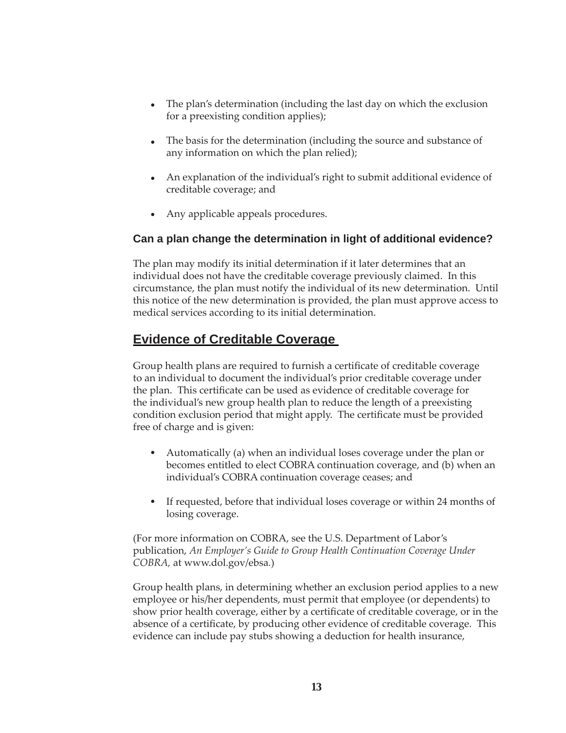- The plan's determination (including the last day on which the exclusion for a preexisting condition applies);

- The basis for the determination (including the source and substance of any information on which the plan relied);

- An explanation of the individual's right to submit additional evidence of creditable coverage; and

- Any applicable appeals procedures.

### Can a plan change the determination in light of additional evidence?

The plan may modify its initial determination if it later determines that an individual does not have the creditable coverage previously claimed. In this circumstance, the plan must notify the individual of its new determination. Until this notice of the new determination is provided, the plan must approve access to medical services according to its initial determination.

## Evidence of Creditable Coverage

Group health plans are required to furnish a certificate of creditable coverage to an individual to document the individual's prior creditable coverage under the plan. This certificate can be used as evidence of creditable coverage for the individual's new group health plan to reduce the length of a preexisting condition exclusion period that might apply. The certificate must be provided free of charge and is given:

- Automatically (a) when an individual loses coverage under the plan or becomes entitled to elect COBRA continuation coverage, and (b) when an individual's COBRA continuation coverage ceases; and

- If requested, before that individual loses coverage or within 24 months of losing coverage.

(For more information on COBRA, see the U.S. Department of Labor's publication, *An Employer's Guide to Group Health Continuation Coverage Under COBRA,* at www.dol.gov/ebsa.)

Group health plans, in determining whether an exclusion period applies to a new employee or his/her dependents, must permit that employee (or dependents) to show prior health coverage, either by a certificate of creditable coverage, or in the absence of a certificate, by producing other evidence of creditable coverage. This evidence can include pay stubs showing a deduction for health insurance,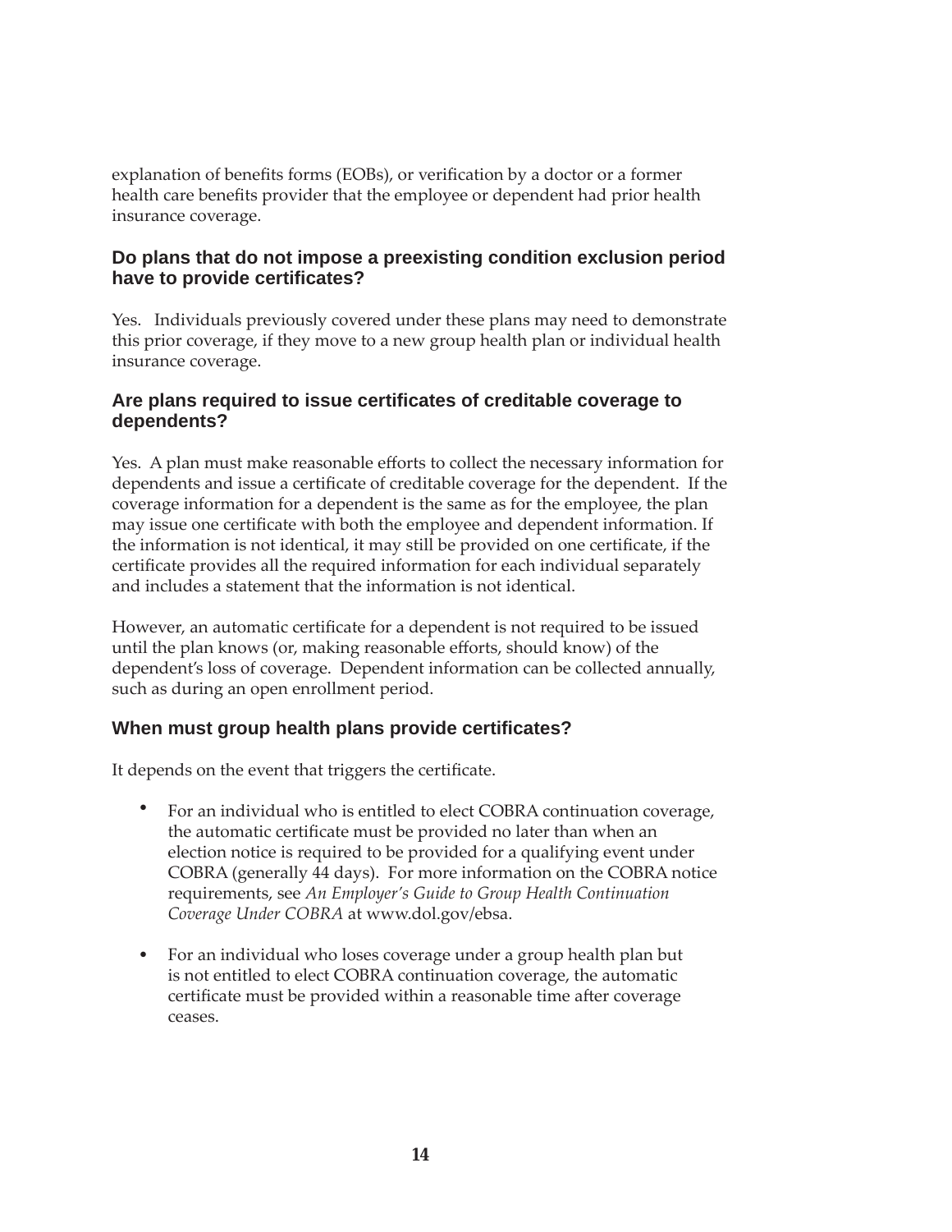explanation of benefits forms (EOBs), or verification by a doctor or a former health care benefits provider that the employee or dependent had prior health insurance coverage.

### Do plans that do not impose a preexisting condition exclusion period have to provide certificates?

Yes. Individuals previously covered under these plans may need to demonstrate this prior coverage, if they move to a new group health plan or individual health insurance coverage.

### Are plans required to issue certificates of creditable coverage to dependents?

Yes. A plan must make reasonable efforts to collect the necessary information for dependents and issue a certificate of creditable coverage for the dependent. If the coverage information for a dependent is the same as for the employee, the plan may issue one certificate with both the employee and dependent information. If the information is not identical, it may still be provided on one certificate, if the certificate provides all the required information for each individual separately and includes a statement that the information is not identical.

However, an automatic certificate for a dependent is not required to be issued until the plan knows (or, making reasonable efforts, should know) of the dependent's loss of coverage. Dependent information can be collected annually, such as during an open enrollment period.

### When must group health plans provide certificates?

It depends on the event that triggers the certificate.

- For an individual who is entitled to elect COBRA continuation coverage, the automatic certificate must be provided no later than when an election notice is required to be provided for a qualifying event under COBRA (generally 44 days). For more information on the COBRA notice requirements, see *An Employer's Guide to Group Health Continuation Coverage Under COBRA* at www.dol.gov/ebsa.

- For an individual who loses coverage under a group health plan but is not entitled to elect COBRA continuation coverage, the automatic certificate must be provided within a reasonable time after coverage ceases.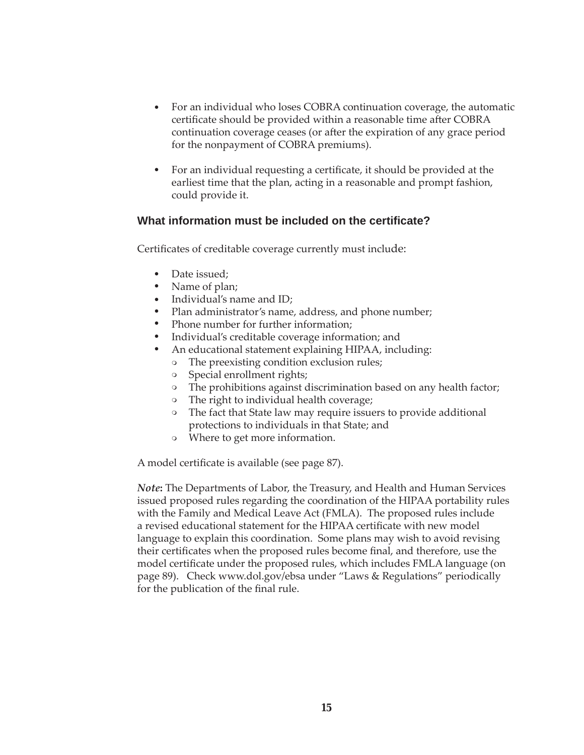- For an individual who loses COBRA continuation coverage, the automatic certificate should be provided within a reasonable time after COBRA continuation coverage ceases (or after the expiration of any grace period for the nonpayment of COBRA premiums).

- For an individual requesting a certificate, it should be provided at the earliest time that the plan, acting in a reasonable and prompt fashion, could provide it.

### What information must be included on the certificate?

Certificates of creditable coverage currently must include:

- Date issued;
- Name of plan;
- Individual's name and ID;
- Plan administrator's name, address, and phone number;
- Phone number for further information;
- Individual's creditable coverage information; and
- An educational statement explaining HIPAA, including:
  - The preexisting condition exclusion rules;
  - Special enrollment rights;
  - The prohibitions against discrimination based on any health factor;
  - The right to individual health coverage;
  - The fact that State law may require issuers to provide additional protections to individuals in that State; and
  - Where to get more information.

A model certificate is available (see page 87).

***Note*:** The Departments of Labor, the Treasury, and Health and Human Services issued proposed rules regarding the coordination of the HIPAA portability rules with the Family and Medical Leave Act (FMLA). The proposed rules include a revised educational statement for the HIPAA certificate with new model language to explain this coordination. Some plans may wish to avoid revising their certificates when the proposed rules become final, and therefore, use the model certificate under the proposed rules, which includes FMLA language (on page 89). Check www.dol.gov/ebsa under "Laws & Regulations" periodically for the publication of the final rule.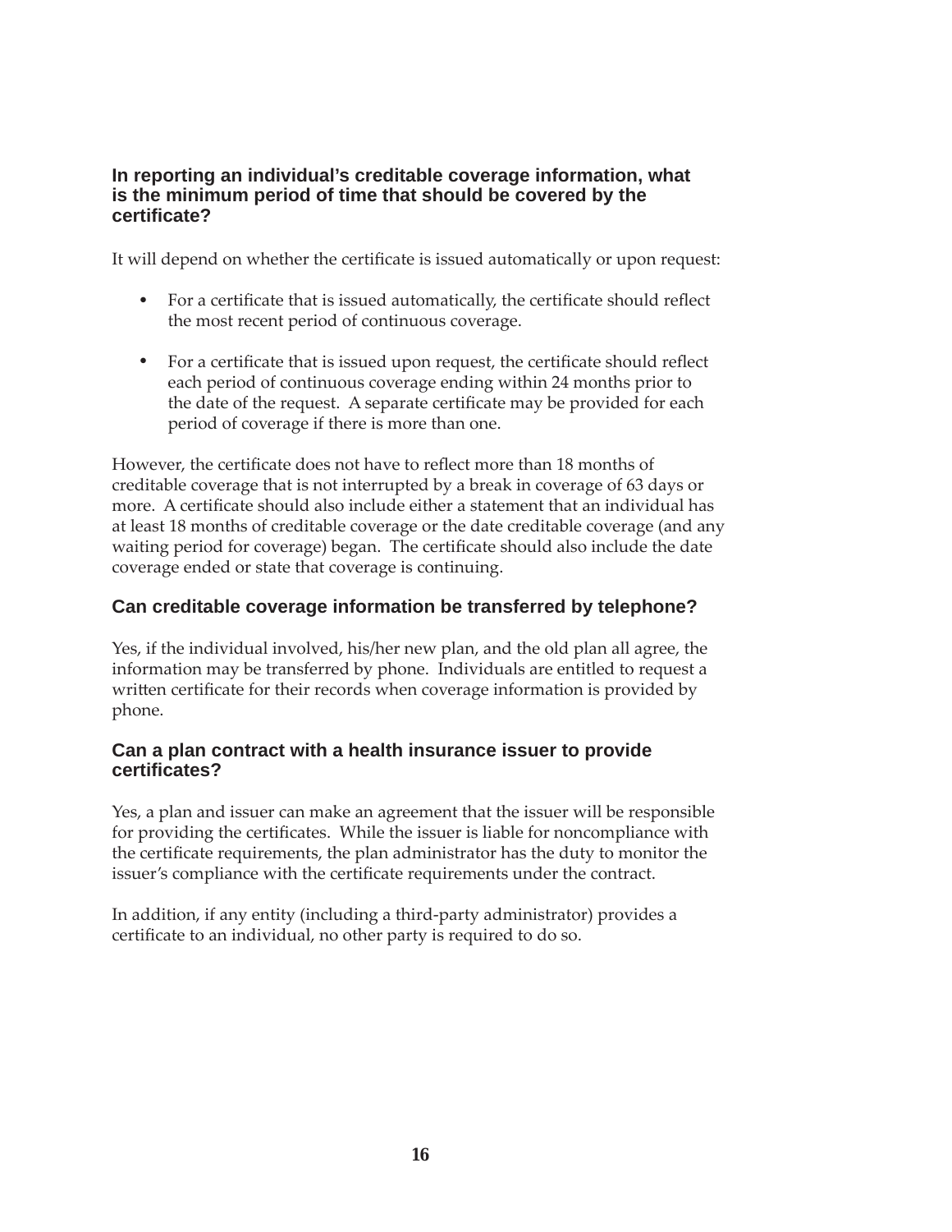### In reporting an individual's creditable coverage information, what is the minimum period of time that should be covered by the certificate?

It will depend on whether the certificate is issued automatically or upon request:

- For a certificate that is issued automatically, the certificate should reflect the most recent period of continuous coverage.
- For a certificate that is issued upon request, the certificate should reflect each period of continuous coverage ending within 24 months prior to the date of the request. A separate certificate may be provided for each period of coverage if there is more than one.

However, the certificate does not have to reflect more than 18 months of creditable coverage that is not interrupted by a break in coverage of 63 days or more. A certificate should also include either a statement that an individual has at least 18 months of creditable coverage or the date creditable coverage (and any waiting period for coverage) began. The certificate should also include the date coverage ended or state that coverage is continuing.

### Can creditable coverage information be transferred by telephone?

Yes, if the individual involved, his/her new plan, and the old plan all agree, the information may be transferred by phone. Individuals are entitled to request a written certificate for their records when coverage information is provided by phone.

### Can a plan contract with a health insurance issuer to provide certificates?

Yes, a plan and issuer can make an agreement that the issuer will be responsible for providing the certificates. While the issuer is liable for noncompliance with the certificate requirements, the plan administrator has the duty to monitor the issuer's compliance with the certificate requirements under the contract.

In addition, if any entity (including a third-party administrator) provides a certificate to an individual, no other party is required to do so.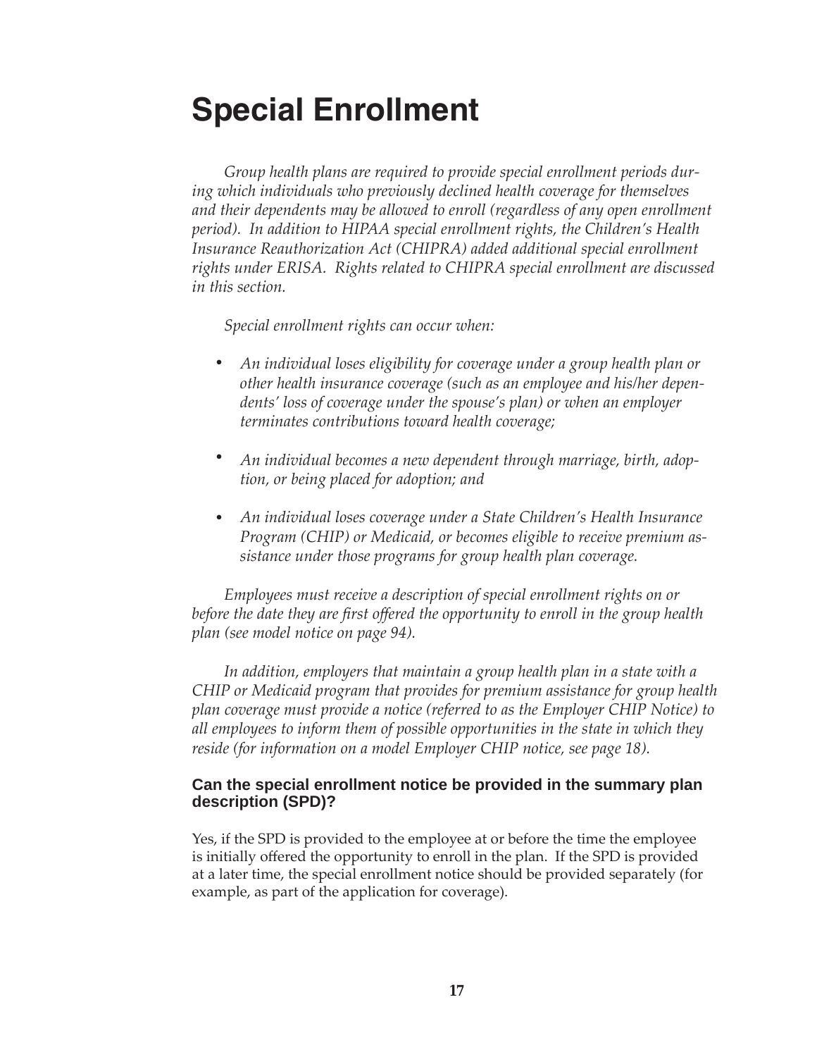# Special Enrollment

*Group health plans are required to provide special enrollment periods during which individuals who previously declined health coverage for themselves and their dependents may be allowed to enroll (regardless of any open enrollment period). In addition to HIPAA special enrollment rights, the Children's Health Insurance Reauthorization Act (CHIPRA) added additional special enrollment rights under ERISA. Rights related to CHIPRA special enrollment are discussed in this section.*

*Special enrollment rights can occur when:*

- *An individual loses eligibility for coverage under a group health plan or other health insurance coverage (such as an employee and his/her dependents' loss of coverage under the spouse's plan) or when an employer terminates contributions toward health coverage;*
- *An individual becomes a new dependent through marriage, birth, adoption, or being placed for adoption; and*
- *An individual loses coverage under a State Children's Health Insurance Program (CHIP) or Medicaid, or becomes eligible to receive premium assistance under those programs for group health plan coverage.*

*Employees must receive a description of special enrollment rights on or before the date they are first offered the opportunity to enroll in the group health plan (see model notice on page 94).*

*In addition, employers that maintain a group health plan in a state with a CHIP or Medicaid program that provides for premium assistance for group health plan coverage must provide a notice (referred to as the Employer CHIP Notice) to all employees to inform them of possible opportunities in the state in which they reside (for information on a model Employer CHIP notice, see page 18).*

### Can the special enrollment notice be provided in the summary plan description (SPD)?

Yes, if the SPD is provided to the employee at or before the time the employee is initially offered the opportunity to enroll in the plan. If the SPD is provided at a later time, the special enrollment notice should be provided separately (for example, as part of the application for coverage).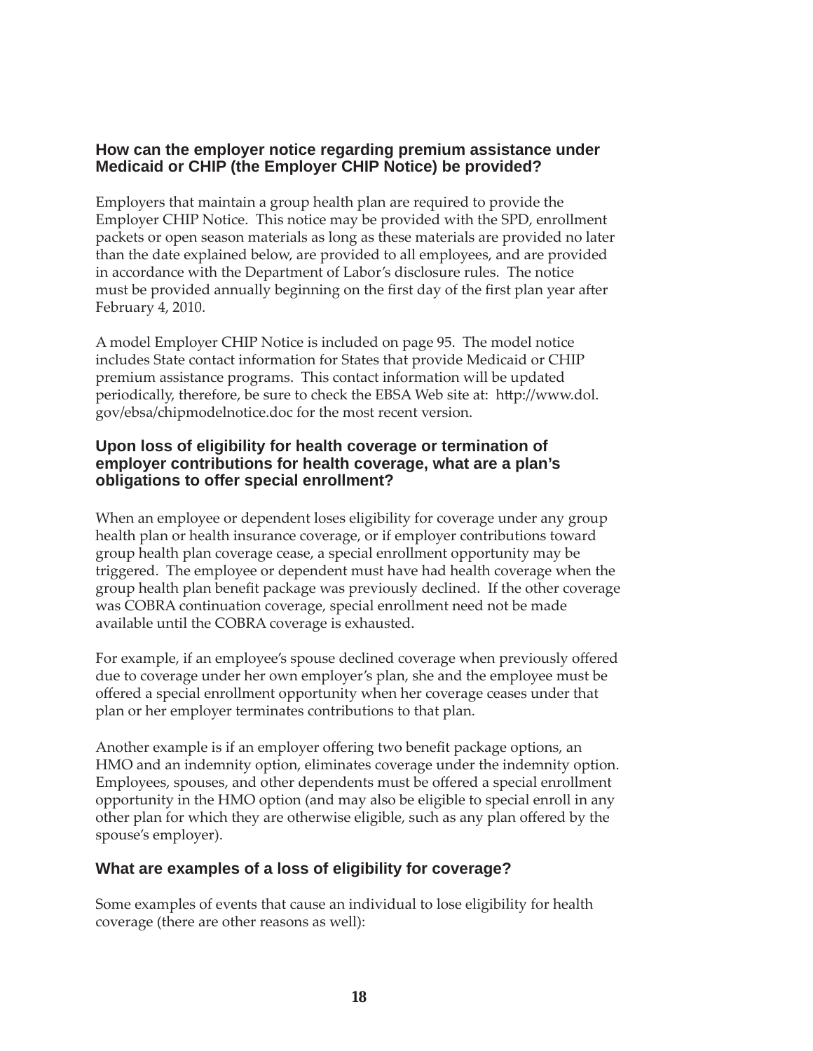### How can the employer notice regarding premium assistance under Medicaid or CHIP (the Employer CHIP Notice) be provided?

Employers that maintain a group health plan are required to provide the Employer CHIP Notice. This notice may be provided with the SPD, enrollment packets or open season materials as long as these materials are provided no later than the date explained below, are provided to all employees, and are provided in accordance with the Department of Labor's disclosure rules. The notice must be provided annually beginning on the first day of the first plan year after February 4, 2010.

A model Employer CHIP Notice is included on page 95. The model notice includes State contact information for States that provide Medicaid or CHIP premium assistance programs. This contact information will be updated periodically, therefore, be sure to check the EBSA Web site at: http://www.dol.gov/ebsa/chipmodelnotice.doc for the most recent version.

### Upon loss of eligibility for health coverage or termination of employer contributions for health coverage, what are a plan's obligations to offer special enrollment?

When an employee or dependent loses eligibility for coverage under any group health plan or health insurance coverage, or if employer contributions toward group health plan coverage cease, a special enrollment opportunity may be triggered. The employee or dependent must have had health coverage when the group health plan benefit package was previously declined. If the other coverage was COBRA continuation coverage, special enrollment need not be made available until the COBRA coverage is exhausted.

For example, if an employee's spouse declined coverage when previously offered due to coverage under her own employer's plan, she and the employee must be offered a special enrollment opportunity when her coverage ceases under that plan or her employer terminates contributions to that plan.

Another example is if an employer offering two benefit package options, an HMO and an indemnity option, eliminates coverage under the indemnity option. Employees, spouses, and other dependents must be offered a special enrollment opportunity in the HMO option (and may also be eligible to special enroll in any other plan for which they are otherwise eligible, such as any plan offered by the spouse's employer).

### What are examples of a loss of eligibility for coverage?

Some examples of events that cause an individual to lose eligibility for health coverage (there are other reasons as well):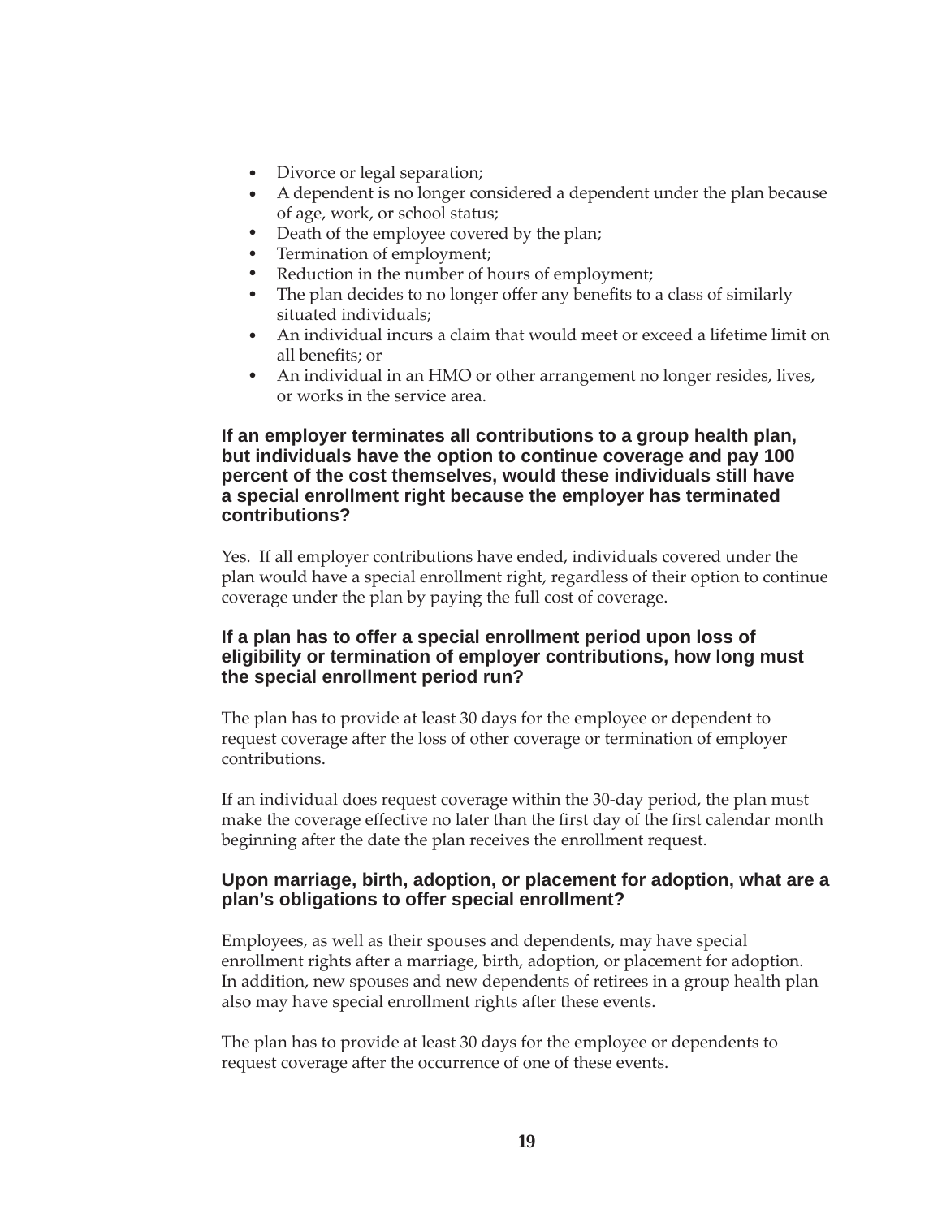- Divorce or legal separation;
- A dependent is no longer considered a dependent under the plan because of age, work, or school status;
- Death of the employee covered by the plan;
- Termination of employment;
- Reduction in the number of hours of employment;
- The plan decides to no longer offer any benefits to a class of similarly situated individuals;
- An individual incurs a claim that would meet or exceed a lifetime limit on all benefits; or
- An individual in an HMO or other arrangement no longer resides, lives, or works in the service area.

### If an employer terminates all contributions to a group health plan, but individuals have the option to continue coverage and pay 100 percent of the cost themselves, would these individuals still have a special enrollment right because the employer has terminated contributions?

Yes. If all employer contributions have ended, individuals covered under the plan would have a special enrollment right, regardless of their option to continue coverage under the plan by paying the full cost of coverage.

### If a plan has to offer a special enrollment period upon loss of eligibility or termination of employer contributions, how long must the special enrollment period run?

The plan has to provide at least 30 days for the employee or dependent to request coverage after the loss of other coverage or termination of employer contributions.

If an individual does request coverage within the 30-day period, the plan must make the coverage effective no later than the first day of the first calendar month beginning after the date the plan receives the enrollment request.

### Upon marriage, birth, adoption, or placement for adoption, what are a plan's obligations to offer special enrollment?

Employees, as well as their spouses and dependents, may have special enrollment rights after a marriage, birth, adoption, or placement for adoption. In addition, new spouses and new dependents of retirees in a group health plan also may have special enrollment rights after these events.

The plan has to provide at least 30 days for the employee or dependents to request coverage after the occurrence of one of these events.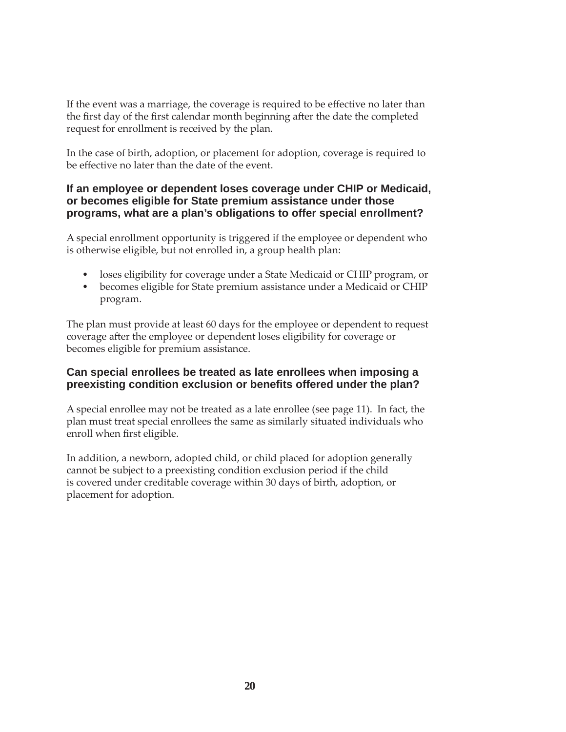If the event was a marriage, the coverage is required to be effective no later than the first day of the first calendar month beginning after the date the completed request for enrollment is received by the plan.

In the case of birth, adoption, or placement for adoption, coverage is required to be effective no later than the date of the event.

### If an employee or dependent loses coverage under CHIP or Medicaid, or becomes eligible for State premium assistance under those programs, what are a plan's obligations to offer special enrollment?

A special enrollment opportunity is triggered if the employee or dependent who is otherwise eligible, but not enrolled in, a group health plan:

- loses eligibility for coverage under a State Medicaid or CHIP program, or
- becomes eligible for State premium assistance under a Medicaid or CHIP program.

The plan must provide at least 60 days for the employee or dependent to request coverage after the employee or dependent loses eligibility for coverage or becomes eligible for premium assistance.

### Can special enrollees be treated as late enrollees when imposing a preexisting condition exclusion or benefits offered under the plan?

A special enrollee may not be treated as a late enrollee (see page 11). In fact, the plan must treat special enrollees the same as similarly situated individuals who enroll when first eligible.

In addition, a newborn, adopted child, or child placed for adoption generally cannot be subject to a preexisting condition exclusion period if the child is covered under creditable coverage within 30 days of birth, adoption, or placement for adoption.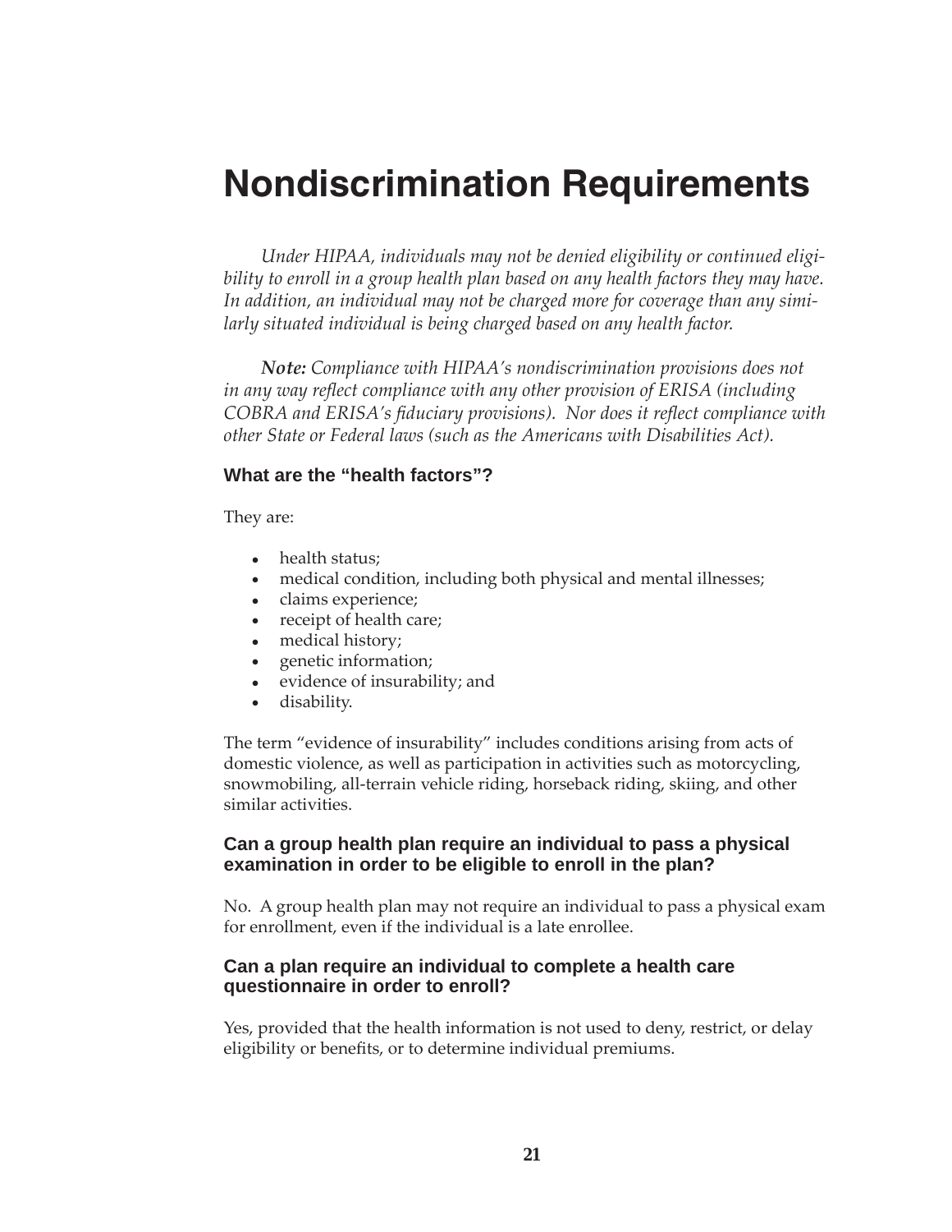# Nondiscrimination Requirements

*Under HIPAA, individuals may not be denied eligibility or continued eligibility to enroll in a group health plan based on any health factors they may have. In addition, an individual may not be charged more for coverage than any similarly situated individual is being charged based on any health factor.*

***Note:*** *Compliance with HIPAA's nondiscrimination provisions does not in any way reflect compliance with any other provision of ERISA (including COBRA and ERISA's fiduciary provisions). Nor does it reflect compliance with other State or Federal laws (such as the Americans with Disabilities Act).*

### What are the "health factors"?

They are:

- health status;
- medical condition, including both physical and mental illnesses;
- claims experience;
- receipt of health care;
- medical history;
- genetic information;
- evidence of insurability; and
- disability.

The term "evidence of insurability" includes conditions arising from acts of domestic violence, as well as participation in activities such as motorcycling, snowmobiling, all-terrain vehicle riding, horseback riding, skiing, and other similar activities.

### Can a group health plan require an individual to pass a physical examination in order to be eligible to enroll in the plan?

No. A group health plan may not require an individual to pass a physical exam for enrollment, even if the individual is a late enrollee.

### Can a plan require an individual to complete a health care questionnaire in order to enroll?

Yes, provided that the health information is not used to deny, restrict, or delay eligibility or benefits, or to determine individual premiums.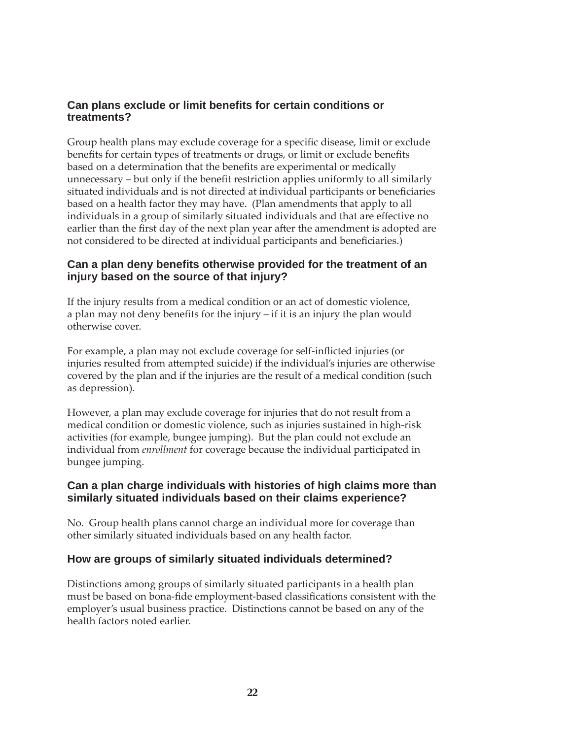### Can plans exclude or limit benefits for certain conditions or treatments?

Group health plans may exclude coverage for a specific disease, limit or exclude benefits for certain types of treatments or drugs, or limit or exclude benefits based on a determination that the benefits are experimental or medically unnecessary – but only if the benefit restriction applies uniformly to all similarly situated individuals and is not directed at individual participants or beneficiaries based on a health factor they may have. (Plan amendments that apply to all individuals in a group of similarly situated individuals and that are effective no earlier than the first day of the next plan year after the amendment is adopted are not considered to be directed at individual participants and beneficiaries.)

### Can a plan deny benefits otherwise provided for the treatment of an injury based on the source of that injury?

If the injury results from a medical condition or an act of domestic violence, a plan may not deny benefits for the injury – if it is an injury the plan would otherwise cover.

For example, a plan may not exclude coverage for self-inflicted injuries (or injuries resulted from attempted suicide) if the individual's injuries are otherwise covered by the plan and if the injuries are the result of a medical condition (such as depression).

However, a plan may exclude coverage for injuries that do not result from a medical condition or domestic violence, such as injuries sustained in high-risk activities (for example, bungee jumping). But the plan could not exclude an individual from *enrollment* for coverage because the individual participated in bungee jumping.

### Can a plan charge individuals with histories of high claims more than similarly situated individuals based on their claims experience?

No. Group health plans cannot charge an individual more for coverage than other similarly situated individuals based on any health factor.

### How are groups of similarly situated individuals determined?

Distinctions among groups of similarly situated participants in a health plan must be based on bona-fide employment-based classifications consistent with the employer's usual business practice. Distinctions cannot be based on any of the health factors noted earlier.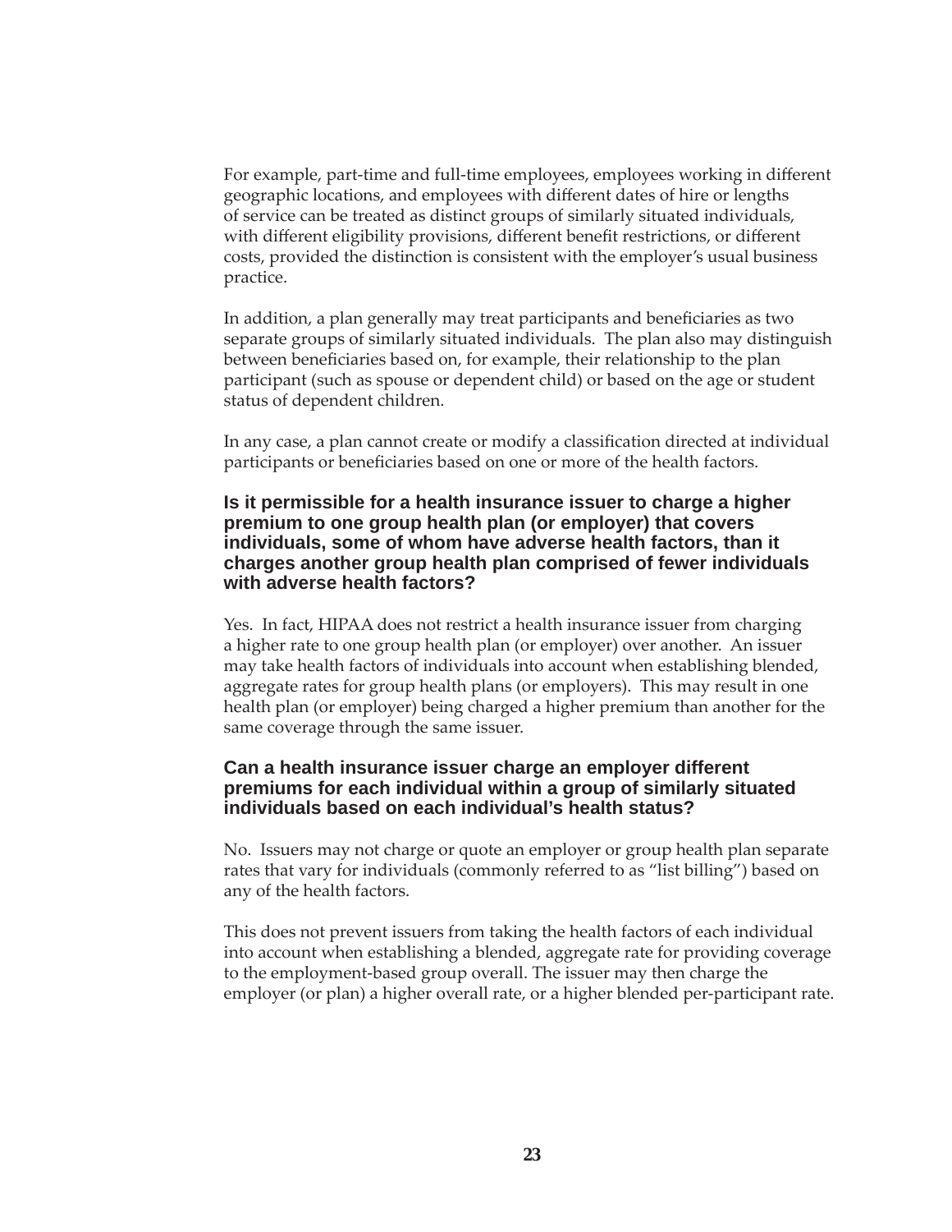For example, part-time and full-time employees, employees working in different geographic locations, and employees with different dates of hire or lengths of service can be treated as distinct groups of similarly situated individuals, with different eligibility provisions, different benefit restrictions, or different costs, provided the distinction is consistent with the employer's usual business practice.

In addition, a plan generally may treat participants and beneficiaries as two separate groups of similarly situated individuals. The plan also may distinguish between beneficiaries based on, for example, their relationship to the plan participant (such as spouse or dependent child) or based on the age or student status of dependent children.

In any case, a plan cannot create or modify a classification directed at individual participants or beneficiaries based on one or more of the health factors.

### Is it permissible for a health insurance issuer to charge a higher premium to one group health plan (or employer) that covers individuals, some of whom have adverse health factors, than it charges another group health plan comprised of fewer individuals with adverse health factors?

Yes. In fact, HIPAA does not restrict a health insurance issuer from charging a higher rate to one group health plan (or employer) over another. An issuer may take health factors of individuals into account when establishing blended, aggregate rates for group health plans (or employers). This may result in one health plan (or employer) being charged a higher premium than another for the same coverage through the same issuer.

### Can a health insurance issuer charge an employer different premiums for each individual within a group of similarly situated individuals based on each individual's health status?

No. Issuers may not charge or quote an employer or group health plan separate rates that vary for individuals (commonly referred to as "list billing") based on any of the health factors.

This does not prevent issuers from taking the health factors of each individual into account when establishing a blended, aggregate rate for providing coverage to the employment-based group overall. The issuer may then charge the employer (or plan) a higher overall rate, or a higher blended per-participant rate.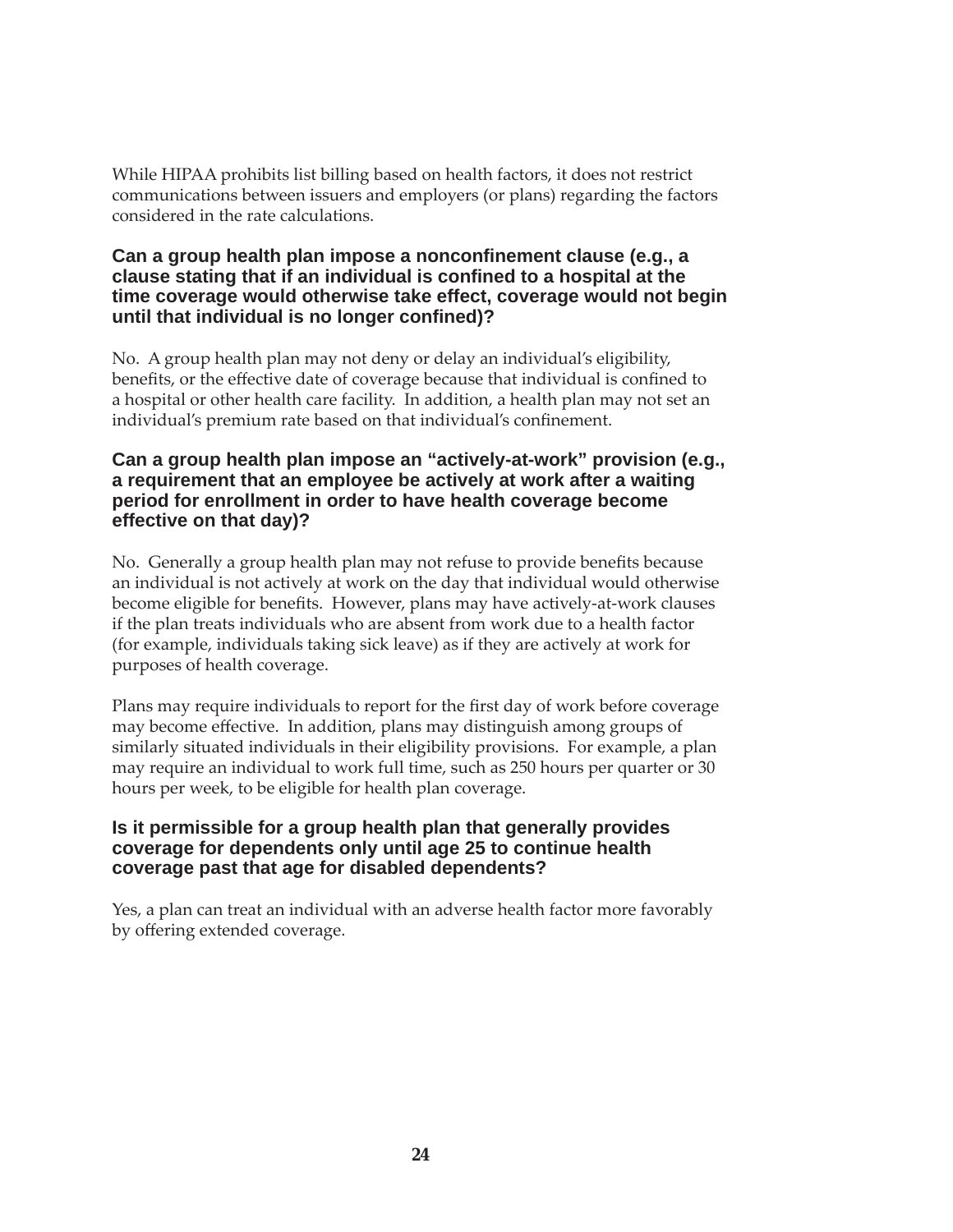While HIPAA prohibits list billing based on health factors, it does not restrict communications between issuers and employers (or plans) regarding the factors considered in the rate calculations.

### Can a group health plan impose a nonconfinement clause (e.g., a clause stating that if an individual is confined to a hospital at the time coverage would otherwise take effect, coverage would not begin until that individual is no longer confined)?

No. A group health plan may not deny or delay an individual's eligibility, benefits, or the effective date of coverage because that individual is confined to a hospital or other health care facility. In addition, a health plan may not set an individual's premium rate based on that individual's confinement.

### Can a group health plan impose an "actively-at-work" provision (e.g., a requirement that an employee be actively at work after a waiting period for enrollment in order to have health coverage become effective on that day)?

No. Generally a group health plan may not refuse to provide benefits because an individual is not actively at work on the day that individual would otherwise become eligible for benefits. However, plans may have actively-at-work clauses if the plan treats individuals who are absent from work due to a health factor (for example, individuals taking sick leave) as if they are actively at work for purposes of health coverage.

Plans may require individuals to report for the first day of work before coverage may become effective. In addition, plans may distinguish among groups of similarly situated individuals in their eligibility provisions. For example, a plan may require an individual to work full time, such as 250 hours per quarter or 30 hours per week, to be eligible for health plan coverage.

### Is it permissible for a group health plan that generally provides coverage for dependents only until age 25 to continue health coverage past that age for disabled dependents?

Yes, a plan can treat an individual with an adverse health factor more favorably by offering extended coverage.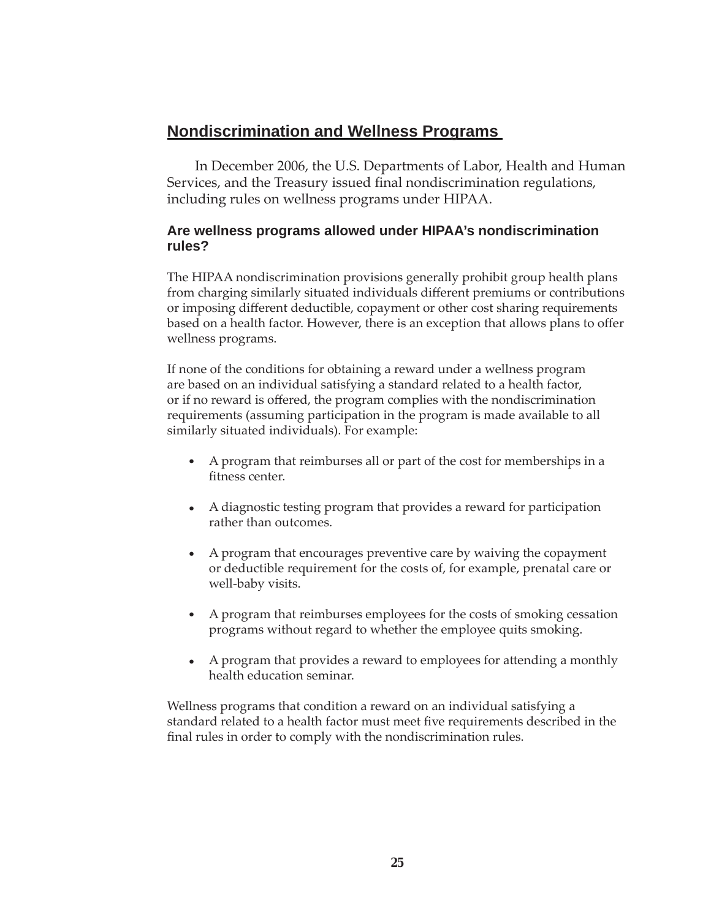## Nondiscrimination and Wellness Programs

In December 2006, the U.S. Departments of Labor, Health and Human Services, and the Treasury issued final nondiscrimination regulations, including rules on wellness programs under HIPAA.

### Are wellness programs allowed under HIPAA's nondiscrimination rules?

The HIPAA nondiscrimination provisions generally prohibit group health plans from charging similarly situated individuals different premiums or contributions or imposing different deductible, copayment or other cost sharing requirements based on a health factor. However, there is an exception that allows plans to offer wellness programs.

If none of the conditions for obtaining a reward under a wellness program are based on an individual satisfying a standard related to a health factor, or if no reward is offered, the program complies with the nondiscrimination requirements (assuming participation in the program is made available to all similarly situated individuals). For example:

- A program that reimburses all or part of the cost for memberships in a fitness center.
- A diagnostic testing program that provides a reward for participation rather than outcomes.
- A program that encourages preventive care by waiving the copayment or deductible requirement for the costs of, for example, prenatal care or well-baby visits.
- A program that reimburses employees for the costs of smoking cessation programs without regard to whether the employee quits smoking.
- A program that provides a reward to employees for attending a monthly health education seminar.

Wellness programs that condition a reward on an individual satisfying a standard related to a health factor must meet five requirements described in the final rules in order to comply with the nondiscrimination rules.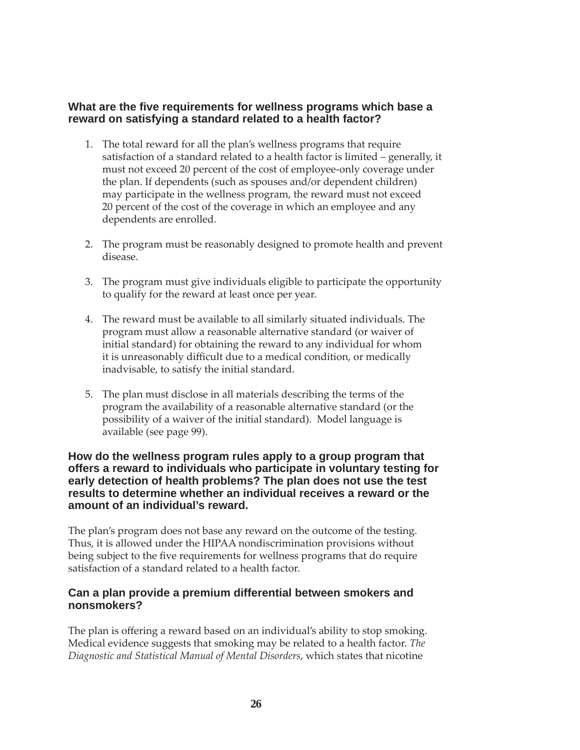### What are the five requirements for wellness programs which base a reward on satisfying a standard related to a health factor?

1. The total reward for all the plan's wellness programs that require satisfaction of a standard related to a health factor is limited – generally, it must not exceed 20 percent of the cost of employee-only coverage under the plan. If dependents (such as spouses and/or dependent children) may participate in the wellness program, the reward must not exceed 20 percent of the cost of the coverage in which an employee and any dependents are enrolled.

2. The program must be reasonably designed to promote health and prevent disease.

3. The program must give individuals eligible to participate the opportunity to qualify for the reward at least once per year.

4. The reward must be available to all similarly situated individuals. The program must allow a reasonable alternative standard (or waiver of initial standard) for obtaining the reward to any individual for whom it is unreasonably difficult due to a medical condition, or medically inadvisable, to satisfy the initial standard.

5. The plan must disclose in all materials describing the terms of the program the availability of a reasonable alternative standard (or the possibility of a waiver of the initial standard). Model language is available (see page 99).

### How do the wellness program rules apply to a group program that offers a reward to individuals who participate in voluntary testing for early detection of health problems? The plan does not use the test results to determine whether an individual receives a reward or the amount of an individual's reward.

The plan's program does not base any reward on the outcome of the testing. Thus, it is allowed under the HIPAA nondiscrimination provisions without being subject to the five requirements for wellness programs that do require satisfaction of a standard related to a health factor.

### Can a plan provide a premium differential between smokers and nonsmokers?

The plan is offering a reward based on an individual's ability to stop smoking. Medical evidence suggests that smoking may be related to a health factor. *The Diagnostic and Statistical Manual of Mental Disorders*, which states that nicotine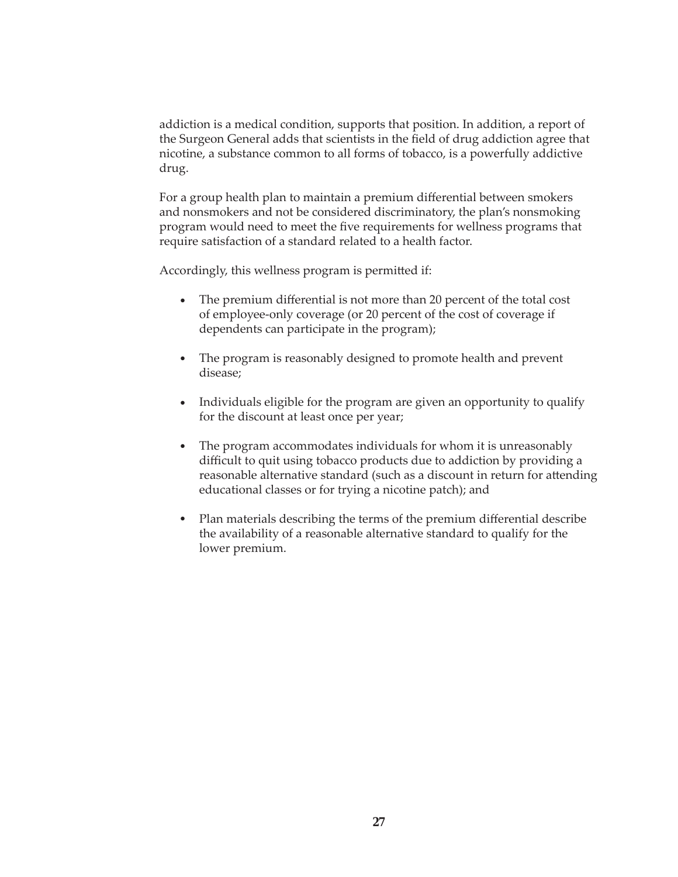addiction is a medical condition, supports that position. In addition, a report of the Surgeon General adds that scientists in the field of drug addiction agree that nicotine, a substance common to all forms of tobacco, is a powerfully addictive drug.

For a group health plan to maintain a premium differential between smokers and nonsmokers and not be considered discriminatory, the plan's nonsmoking program would need to meet the five requirements for wellness programs that require satisfaction of a standard related to a health factor.

Accordingly, this wellness program is permitted if:

- The premium differential is not more than 20 percent of the total cost of employee-only coverage (or 20 percent of the cost of coverage if dependents can participate in the program);
- The program is reasonably designed to promote health and prevent disease;
- Individuals eligible for the program are given an opportunity to qualify for the discount at least once per year;
- The program accommodates individuals for whom it is unreasonably difficult to quit using tobacco products due to addiction by providing a reasonable alternative standard (such as a discount in return for attending educational classes or for trying a nicotine patch); and
- Plan materials describing the terms of the premium differential describe the availability of a reasonable alternative standard to qualify for the lower premium.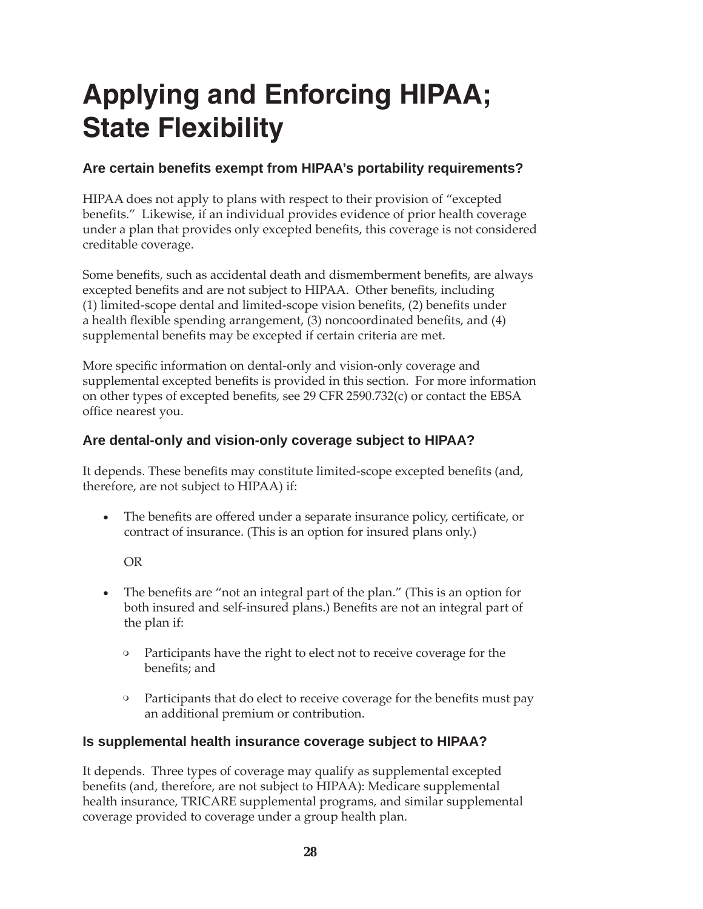# Applying and Enforcing HIPAA; State Flexibility

### Are certain benefits exempt from HIPAA's portability requirements?

HIPAA does not apply to plans with respect to their provision of "excepted benefits." Likewise, if an individual provides evidence of prior health coverage under a plan that provides only excepted benefits, this coverage is not considered creditable coverage.

Some benefits, such as accidental death and dismemberment benefits, are always excepted benefits and are not subject to HIPAA. Other benefits, including (1) limited-scope dental and limited-scope vision benefits, (2) benefits under a health flexible spending arrangement, (3) noncoordinated benefits, and (4) supplemental benefits may be excepted if certain criteria are met.

More specific information on dental-only and vision-only coverage and supplemental excepted benefits is provided in this section. For more information on other types of excepted benefits, see 29 CFR 2590.732(c) or contact the EBSA office nearest you.

### Are dental-only and vision-only coverage subject to HIPAA?

It depends. These benefits may constitute limited-scope excepted benefits (and, therefore, are not subject to HIPAA) if:

- The benefits are offered under a separate insurance policy, certificate, or contract of insurance. (This is an option for insured plans only.)

  OR

- The benefits are "not an integral part of the plan." (This is an option for both insured and self-insured plans.) Benefits are not an integral part of the plan if:
  - Participants have the right to elect not to receive coverage for the benefits; and
  - Participants that do elect to receive coverage for the benefits must pay an additional premium or contribution.

### Is supplemental health insurance coverage subject to HIPAA?

It depends. Three types of coverage may qualify as supplemental excepted benefits (and, therefore, are not subject to HIPAA): Medicare supplemental health insurance, TRICARE supplemental programs, and similar supplemental coverage provided to coverage under a group health plan.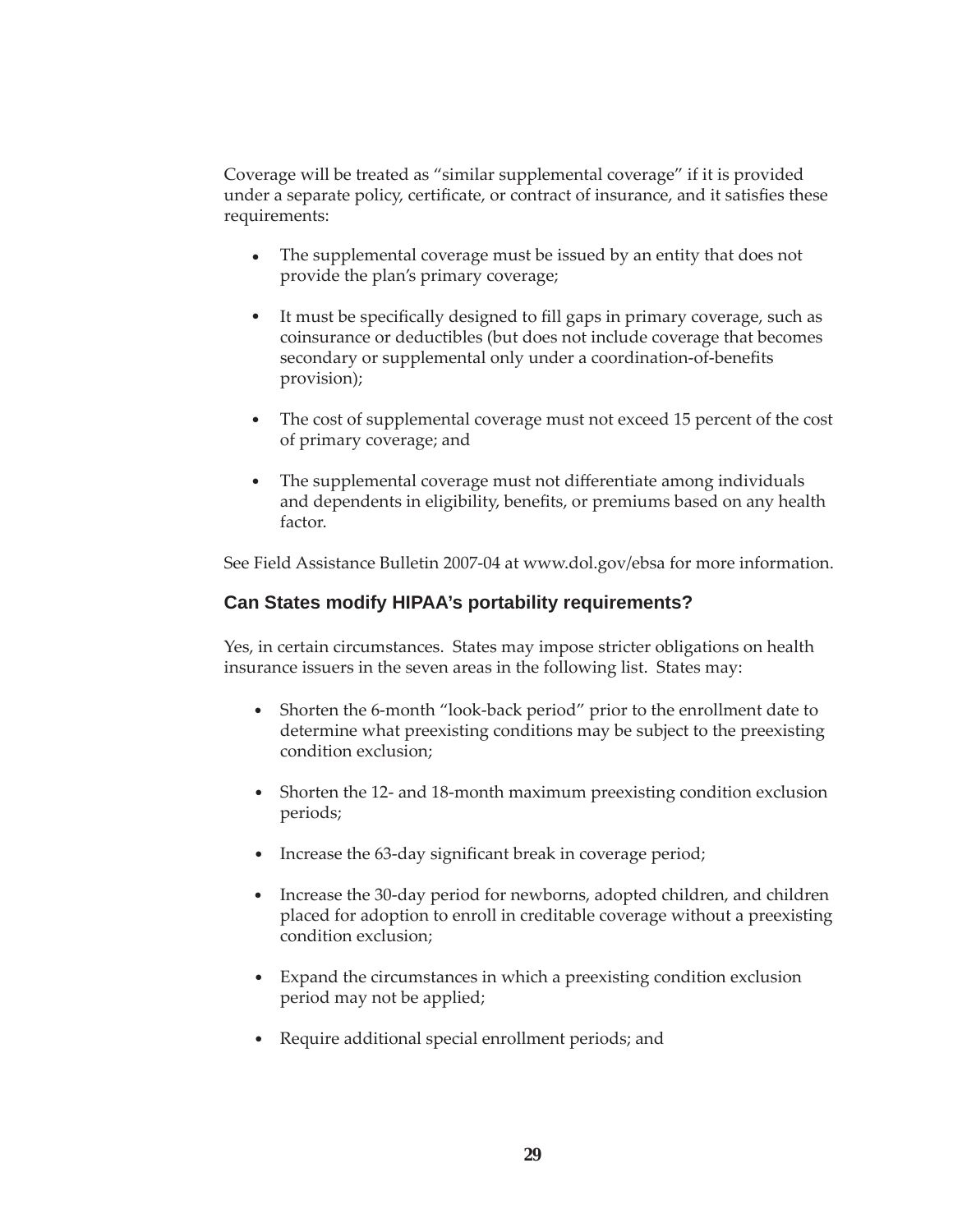Coverage will be treated as "similar supplemental coverage" if it is provided under a separate policy, certificate, or contract of insurance, and it satisfies these requirements:

- The supplemental coverage must be issued by an entity that does not provide the plan's primary coverage;
- It must be specifically designed to fill gaps in primary coverage, such as coinsurance or deductibles (but does not include coverage that becomes secondary or supplemental only under a coordination-of-benefits provision);
- The cost of supplemental coverage must not exceed 15 percent of the cost of primary coverage; and
- The supplemental coverage must not differentiate among individuals and dependents in eligibility, benefits, or premiums based on any health factor.

See Field Assistance Bulletin 2007-04 at www.dol.gov/ebsa for more information.

### Can States modify HIPAA's portability requirements?

Yes, in certain circumstances. States may impose stricter obligations on health insurance issuers in the seven areas in the following list. States may:

- Shorten the 6-month "look-back period" prior to the enrollment date to determine what preexisting conditions may be subject to the preexisting condition exclusion;
- Shorten the 12- and 18-month maximum preexisting condition exclusion periods;
- Increase the 63-day significant break in coverage period;
- Increase the 30-day period for newborns, adopted children, and children placed for adoption to enroll in creditable coverage without a preexisting condition exclusion;
- Expand the circumstances in which a preexisting condition exclusion period may not be applied;
- Require additional special enrollment periods; and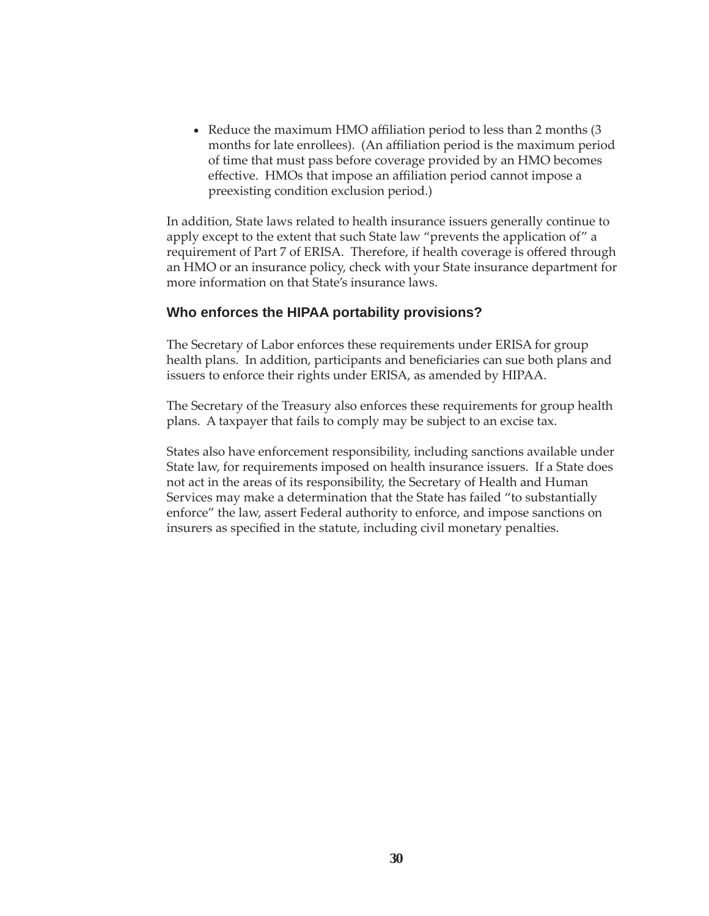- Reduce the maximum HMO affiliation period to less than 2 months (3 months for late enrollees). (An affiliation period is the maximum period of time that must pass before coverage provided by an HMO becomes effective. HMOs that impose an affiliation period cannot impose a preexisting condition exclusion period.)

In addition, State laws related to health insurance issuers generally continue to apply except to the extent that such State law "prevents the application of" a requirement of Part 7 of ERISA. Therefore, if health coverage is offered through an HMO or an insurance policy, check with your State insurance department for more information on that State's insurance laws.

### Who enforces the HIPAA portability provisions?

The Secretary of Labor enforces these requirements under ERISA for group health plans. In addition, participants and beneficiaries can sue both plans and issuers to enforce their rights under ERISA, as amended by HIPAA.

The Secretary of the Treasury also enforces these requirements for group health plans. A taxpayer that fails to comply may be subject to an excise tax.

States also have enforcement responsibility, including sanctions available under State law, for requirements imposed on health insurance issuers. If a State does not act in the areas of its responsibility, the Secretary of Health and Human Services may make a determination that the State has failed "to substantially enforce" the law, assert Federal authority to enforce, and impose sanctions on insurers as specified in the statute, including civil monetary penalties.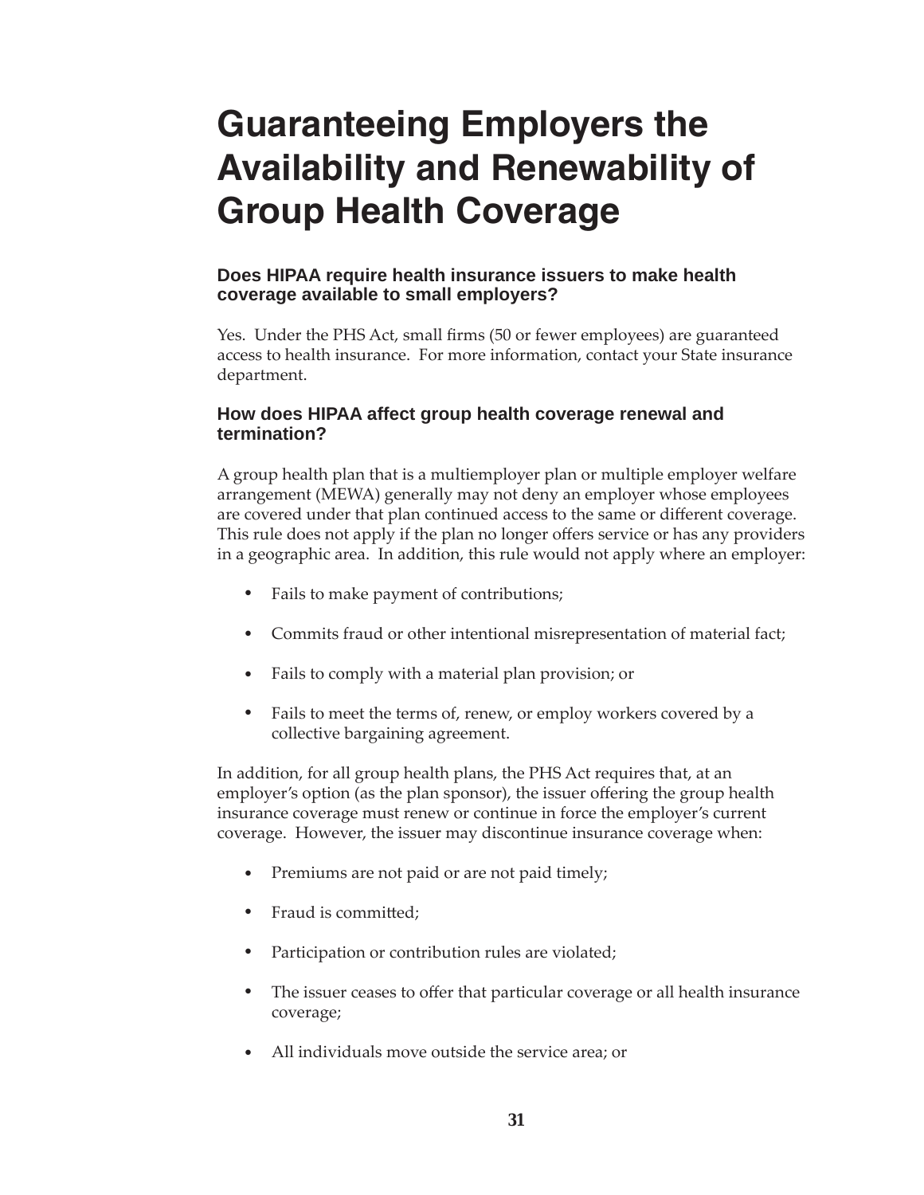# Guaranteeing Employers the Availability and Renewability of Group Health Coverage

### Does HIPAA require health insurance issuers to make health coverage available to small employers?

Yes. Under the PHS Act, small firms (50 or fewer employees) are guaranteed access to health insurance. For more information, contact your State insurance department.

### How does HIPAA affect group health coverage renewal and termination?

A group health plan that is a multiemployer plan or multiple employer welfare arrangement (MEWA) generally may not deny an employer whose employees are covered under that plan continued access to the same or different coverage. This rule does not apply if the plan no longer offers service or has any providers in a geographic area. In addition, this rule would not apply where an employer:

- Fails to make payment of contributions;
- Commits fraud or other intentional misrepresentation of material fact;
- Fails to comply with a material plan provision; or
- Fails to meet the terms of, renew, or employ workers covered by a collective bargaining agreement.

In addition, for all group health plans, the PHS Act requires that, at an employer's option (as the plan sponsor), the issuer offering the group health insurance coverage must renew or continue in force the employer's current coverage. However, the issuer may discontinue insurance coverage when:

- Premiums are not paid or are not paid timely;
- Fraud is committed;
- Participation or contribution rules are violated;
- The issuer ceases to offer that particular coverage or all health insurance coverage;
- All individuals move outside the service area; or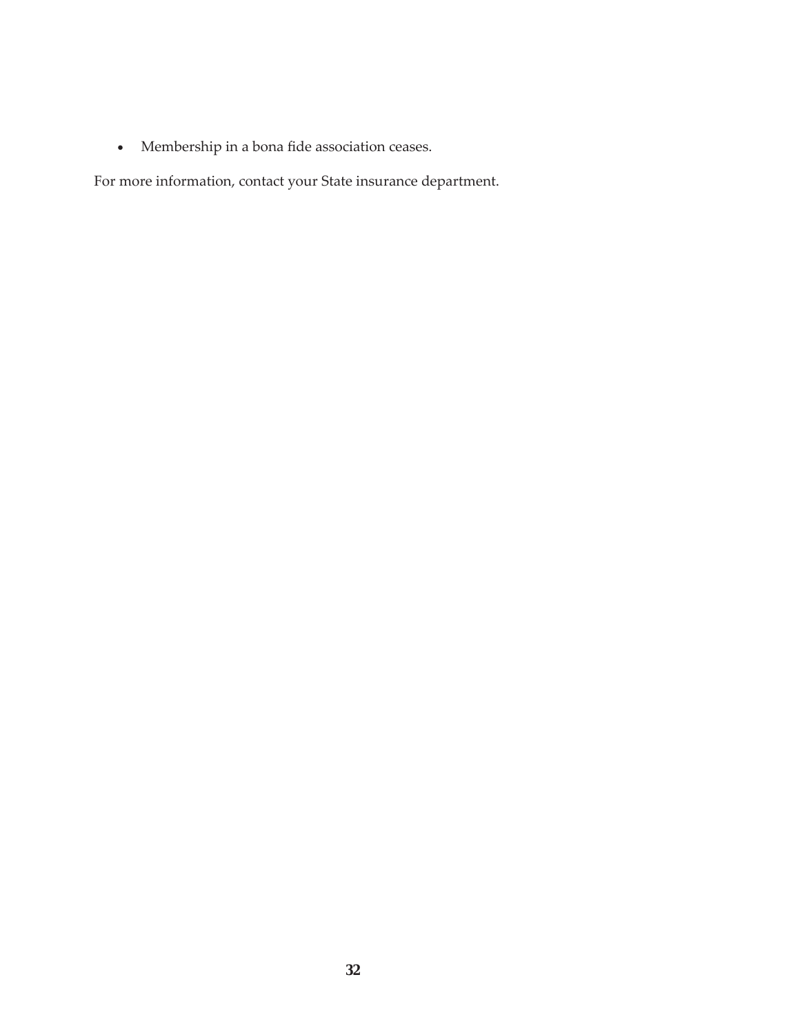- Membership in a bona fide association ceases.

For more information, contact your State insurance department.